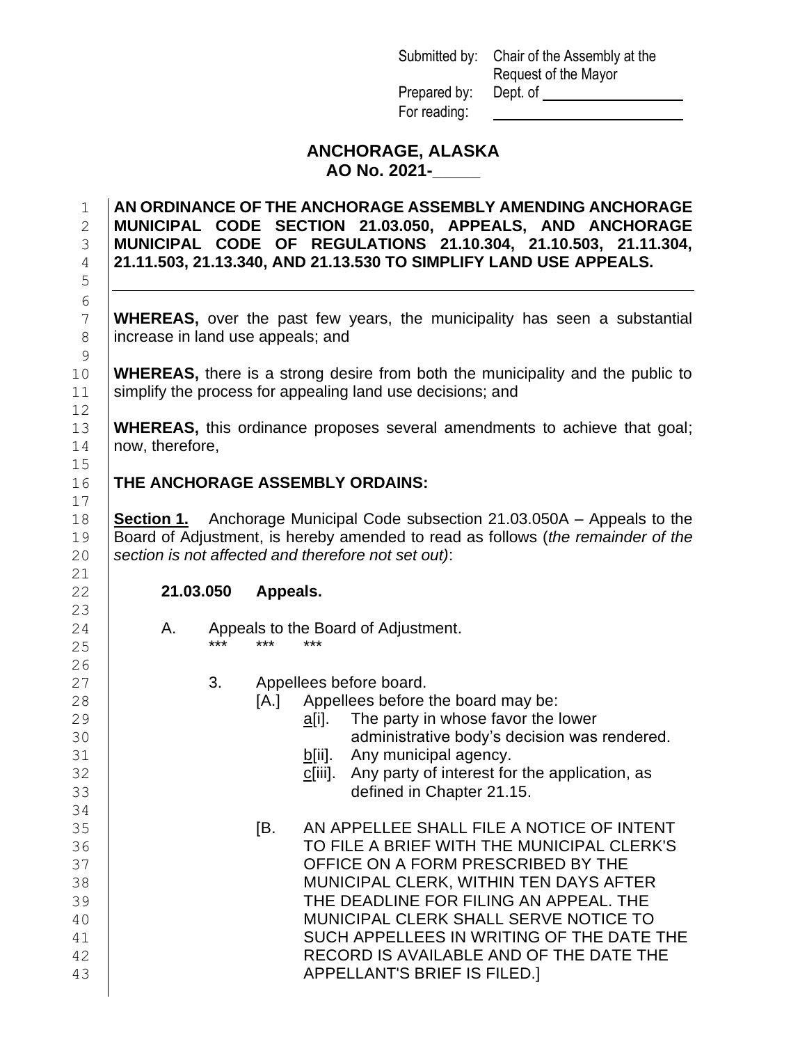Submitted by: Chair of the Assembly at the Request of the Mayor
Prepared by: Dept. of ___________________
For reading: ________________________

# ANCHORAGE, ALASKA
## AO No. 2021-_____

**AN ORDINANCE OF THE ANCHORAGE ASSEMBLY AMENDING ANCHORAGE MUNICIPAL CODE SECTION 21.03.050, APPEALS, AND ANCHORAGE MUNICIPAL CODE OF REGULATIONS 21.10.304, 21.10.503, 21.11.304, 21.11.503, 21.13.340, AND 21.13.530 TO SIMPLIFY LAND USE APPEALS.**

---

**WHEREAS,** over the past few years, the municipality has seen a substantial increase in land use appeals; and

**WHEREAS,** there is a strong desire from both the municipality and the public to simplify the process for appealing land use decisions; and

**WHEREAS,** this ordinance proposes several amendments to achieve that goal; now, therefore,

**THE ANCHORAGE ASSEMBLY ORDAINS:**

**<u>Section 1.</u>** Anchorage Municipal Code subsection 21.03.050A – Appeals to the Board of Adjustment, is hereby amended to read as follows (*the remainder of the section is not affected and therefore not set out)*:

**21.03.050 Appeals.**

A. Appeals to the Board of Adjustment.
\*\*\* \*\*\* \*\*\*

3. Appellees before board.
   [A.] Appellees before the board may be:
      <u>a</u>[i]. The party in whose favor the lower administrative body's decision was rendered.
      <u>b</u>[ii]. Any municipal agency.
      <u>c</u>[iii]. Any party of interest for the application, as defined in Chapter 21.15.

   [B. AN APPELLEE SHALL FILE A NOTICE OF INTENT TO FILE A BRIEF WITH THE MUNICIPAL CLERK'S OFFICE ON A FORM PRESCRIBED BY THE MUNICIPAL CLERK, WITHIN TEN DAYS AFTER THE DEADLINE FOR FILING AN APPEAL. THE MUNICIPAL CLERK SHALL SERVE NOTICE TO SUCH APPELLEES IN WRITING OF THE DATE THE RECORD IS AVAILABLE AND OF THE DATE THE APPELLANT'S BRIEF IS FILED.]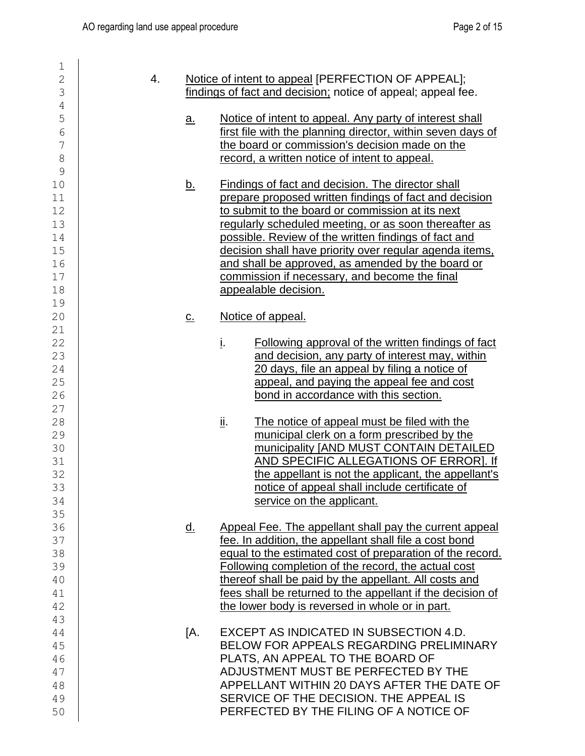4. Notice of intent to appeal [PERFECTION OF APPEAL]; findings of fact and decision; notice of appeal; appeal fee.

   a. Notice of intent to appeal. Any party of interest shall first file with the planning director, within seven days of the board or commission's decision made on the record, a written notice of intent to appeal.

   b. Findings of fact and decision. The director shall prepare proposed written findings of fact and decision to submit to the board or commission at its next regularly scheduled meeting, or as soon thereafter as possible. Review of the written findings of fact and decision shall have priority over regular agenda items, and shall be approved, as amended by the board or commission if necessary, and become the final appealable decision.

   c. Notice of appeal.

      i. Following approval of the written findings of fact and decision, any party of interest may, within 20 days, file an appeal by filing a notice of appeal, and paying the appeal fee and cost bond in accordance with this section.

      ii. The notice of appeal must be filed with the municipal clerk on a form prescribed by the municipality [AND MUST CONTAIN DETAILED AND SPECIFIC ALLEGATIONS OF ERROR]. If the appellant is not the applicant, the appellant's notice of appeal shall include certificate of service on the applicant.

   d. Appeal Fee. The appellant shall pay the current appeal fee. In addition, the appellant shall file a cost bond equal to the estimated cost of preparation of the record. Following completion of the record, the actual cost thereof shall be paid by the appellant. All costs and fees shall be returned to the appellant if the decision of the lower body is reversed in whole or in part.

   [A. EXCEPT AS INDICATED IN SUBSECTION 4.D. BELOW FOR APPEALS REGARDING PRELIMINARY PLATS, AN APPEAL TO THE BOARD OF ADJUSTMENT MUST BE PERFECTED BY THE APPELLANT WITHIN 20 DAYS AFTER THE DATE OF SERVICE OF THE DECISION. THE APPEAL IS PERFECTED BY THE FILING OF A NOTICE OF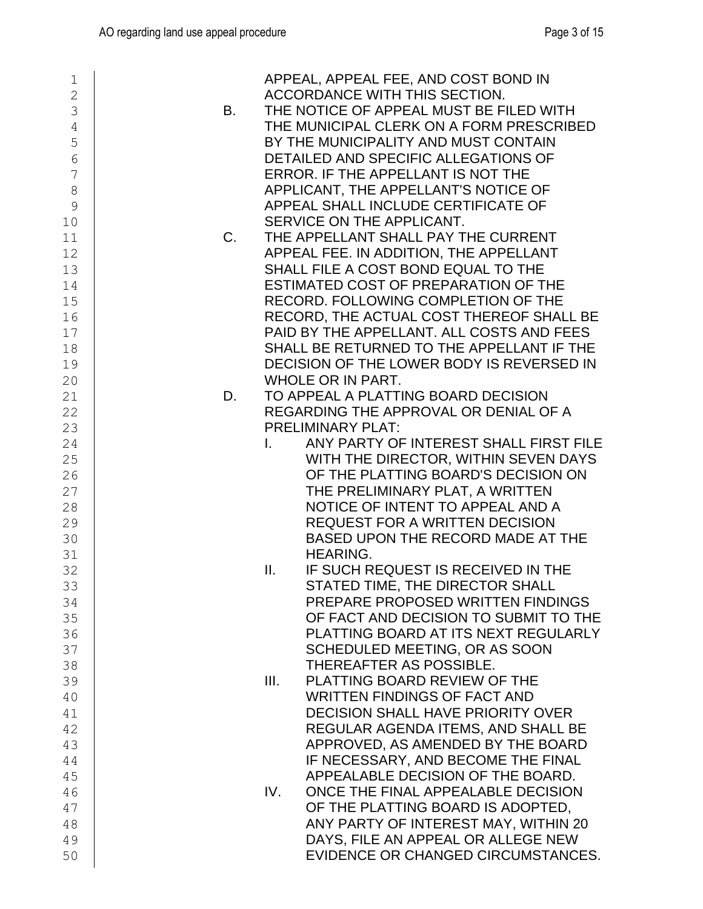APPEAL, APPEAL FEE, AND COST BOND IN ACCORDANCE WITH THIS SECTION.

B. THE NOTICE OF APPEAL MUST BE FILED WITH THE MUNICIPAL CLERK ON A FORM PRESCRIBED BY THE MUNICIPALITY AND MUST CONTAIN DETAILED AND SPECIFIC ALLEGATIONS OF ERROR. IF THE APPELLANT IS NOT THE APPLICANT, THE APPELLANT'S NOTICE OF APPEAL SHALL INCLUDE CERTIFICATE OF SERVICE ON THE APPLICANT.

C. THE APPELLANT SHALL PAY THE CURRENT APPEAL FEE. IN ADDITION, THE APPELLANT SHALL FILE A COST BOND EQUAL TO THE ESTIMATED COST OF PREPARATION OF THE RECORD. FOLLOWING COMPLETION OF THE RECORD, THE ACTUAL COST THEREOF SHALL BE PAID BY THE APPELLANT. ALL COSTS AND FEES SHALL BE RETURNED TO THE APPELLANT IF THE DECISION OF THE LOWER BODY IS REVERSED IN WHOLE OR IN PART.

D. TO APPEAL A PLATTING BOARD DECISION REGARDING THE APPROVAL OR DENIAL OF A PRELIMINARY PLAT:

I. ANY PARTY OF INTEREST SHALL FIRST FILE WITH THE DIRECTOR, WITHIN SEVEN DAYS OF THE PLATTING BOARD'S DECISION ON THE PRELIMINARY PLAT, A WRITTEN NOTICE OF INTENT TO APPEAL AND A REQUEST FOR A WRITTEN DECISION BASED UPON THE RECORD MADE AT THE HEARING.

II. IF SUCH REQUEST IS RECEIVED IN THE STATED TIME, THE DIRECTOR SHALL PREPARE PROPOSED WRITTEN FINDINGS OF FACT AND DECISION TO SUBMIT TO THE PLATTING BOARD AT ITS NEXT REGULARLY SCHEDULED MEETING, OR AS SOON THEREAFTER AS POSSIBLE.

III. PLATTING BOARD REVIEW OF THE WRITTEN FINDINGS OF FACT AND DECISION SHALL HAVE PRIORITY OVER REGULAR AGENDA ITEMS, AND SHALL BE APPROVED, AS AMENDED BY THE BOARD IF NECESSARY, AND BECOME THE FINAL APPEALABLE DECISION OF THE BOARD.

IV. ONCE THE FINAL APPEALABLE DECISION OF THE PLATTING BOARD IS ADOPTED, ANY PARTY OF INTEREST MAY, WITHIN 20 DAYS, FILE AN APPEAL OR ALLEGE NEW EVIDENCE OR CHANGED CIRCUMSTANCES.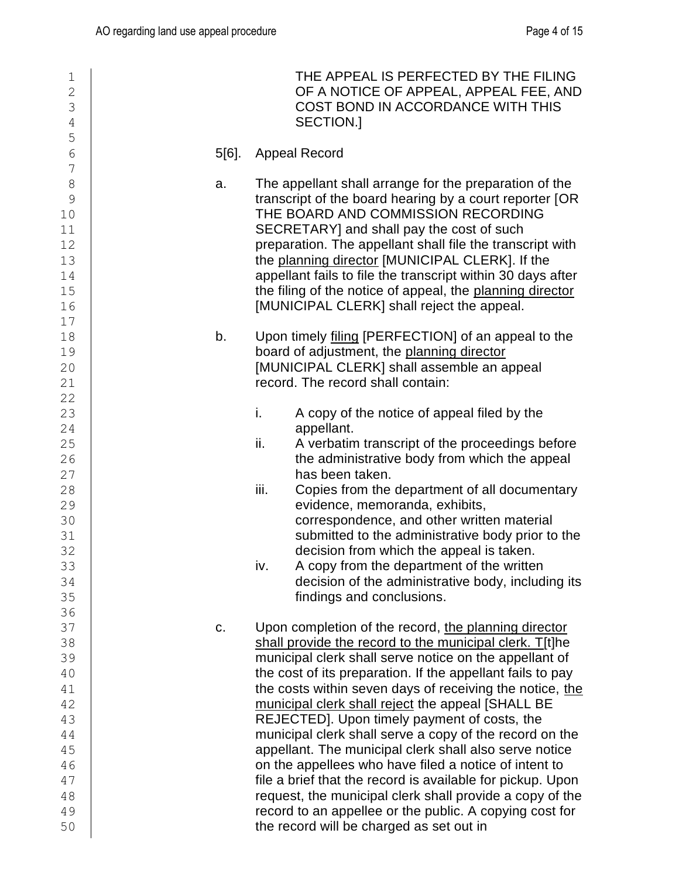THE APPEAL IS PERFECTED BY THE FILING OF A NOTICE OF APPEAL, APPEAL FEE, AND COST BOND IN ACCORDANCE WITH THIS SECTION.]

5[6]. Appeal Record

a. The appellant shall arrange for the preparation of the transcript of the board hearing by a court reporter [OR THE BOARD AND COMMISSION RECORDING SECRETARY] and shall pay the cost of such preparation. The appellant shall file the transcript with the <u>planning director</u> [MUNICIPAL CLERK]. If the appellant fails to file the transcript within 30 days after the filing of the notice of appeal, the <u>planning director</u> [MUNICIPAL CLERK] shall reject the appeal.

b. Upon timely <u>filing</u> [PERFECTION] of an appeal to the board of adjustment, the <u>planning director</u> [MUNICIPAL CLERK] shall assemble an appeal record. The record shall contain:

   i. A copy of the notice of appeal filed by the appellant.
   ii. A verbatim transcript of the proceedings before the administrative body from which the appeal has been taken.
   iii. Copies from the department of all documentary evidence, memoranda, exhibits, correspondence, and other written material submitted to the administrative body prior to the decision from which the appeal is taken.
   iv. A copy from the department of the written decision of the administrative body, including its findings and conclusions.

c. Upon completion of the record, <u>the planning director shall provide the record to the municipal clerk. T</u>[t]he municipal clerk shall serve notice on the appellant of the cost of its preparation. If the appellant fails to pay the costs within seven days of receiving the notice, <u>the municipal clerk shall reject</u> the appeal [SHALL BE REJECTED]. Upon timely payment of costs, the municipal clerk shall serve a copy of the record on the appellant. The municipal clerk shall also serve notice on the appellees who have filed a notice of intent to file a brief that the record is available for pickup. Upon request, the municipal clerk shall provide a copy of the record to an appellee or the public. A copying cost for the record will be charged as set out in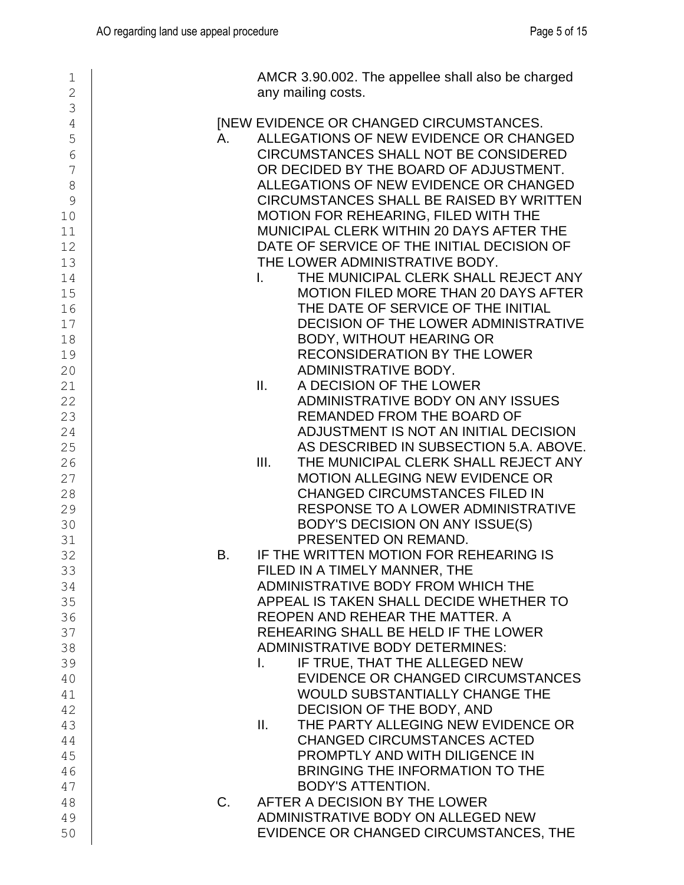AMCR 3.90.002. The appellee shall also be charged any mailing costs.

[NEW EVIDENCE OR CHANGED CIRCUMSTANCES.

A. ALLEGATIONS OF NEW EVIDENCE OR CHANGED CIRCUMSTANCES SHALL NOT BE CONSIDERED OR DECIDED BY THE BOARD OF ADJUSTMENT. ALLEGATIONS OF NEW EVIDENCE OR CHANGED CIRCUMSTANCES SHALL BE RAISED BY WRITTEN MOTION FOR REHEARING, FILED WITH THE MUNICIPAL CLERK WITHIN 20 DAYS AFTER THE DATE OF SERVICE OF THE INITIAL DECISION OF THE LOWER ADMINISTRATIVE BODY.

   I. THE MUNICIPAL CLERK SHALL REJECT ANY MOTION FILED MORE THAN 20 DAYS AFTER THE DATE OF SERVICE OF THE INITIAL DECISION OF THE LOWER ADMINISTRATIVE BODY, WITHOUT HEARING OR RECONSIDERATION BY THE LOWER ADMINISTRATIVE BODY.

   II. A DECISION OF THE LOWER ADMINISTRATIVE BODY ON ANY ISSUES REMANDED FROM THE BOARD OF ADJUSTMENT IS NOT AN INITIAL DECISION AS DESCRIBED IN SUBSECTION 5.A. ABOVE.

   III. THE MUNICIPAL CLERK SHALL REJECT ANY MOTION ALLEGING NEW EVIDENCE OR CHANGED CIRCUMSTANCES FILED IN RESPONSE TO A LOWER ADMINISTRATIVE BODY'S DECISION ON ANY ISSUE(S) PRESENTED ON REMAND.

B. IF THE WRITTEN MOTION FOR REHEARING IS FILED IN A TIMELY MANNER, THE ADMINISTRATIVE BODY FROM WHICH THE APPEAL IS TAKEN SHALL DECIDE WHETHER TO REOPEN AND REHEAR THE MATTER. A REHEARING SHALL BE HELD IF THE LOWER ADMINISTRATIVE BODY DETERMINES:

   I. IF TRUE, THAT THE ALLEGED NEW EVIDENCE OR CHANGED CIRCUMSTANCES WOULD SUBSTANTIALLY CHANGE THE DECISION OF THE BODY, AND

   II. THE PARTY ALLEGING NEW EVIDENCE OR CHANGED CIRCUMSTANCES ACTED PROMPTLY AND WITH DILIGENCE IN BRINGING THE INFORMATION TO THE BODY'S ATTENTION.

C. AFTER A DECISION BY THE LOWER ADMINISTRATIVE BODY ON ALLEGED NEW EVIDENCE OR CHANGED CIRCUMSTANCES, THE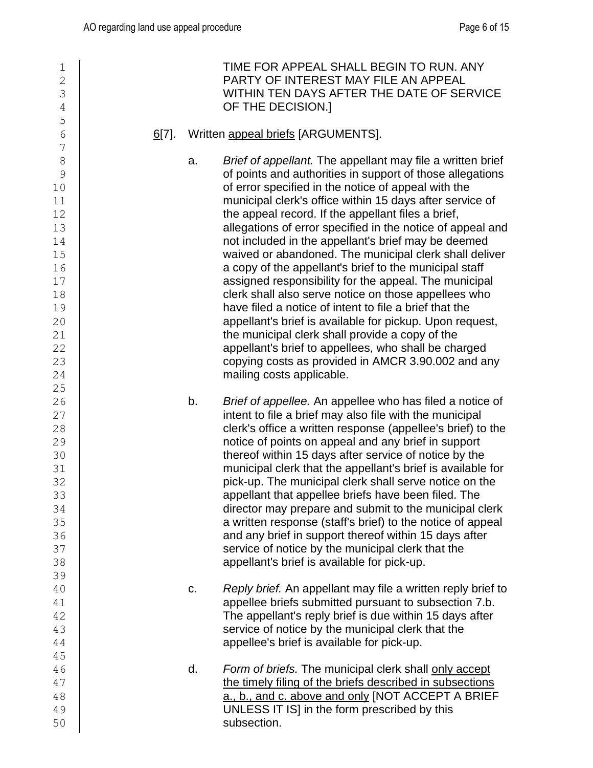TIME FOR APPEAL SHALL BEGIN TO RUN. ANY PARTY OF INTEREST MAY FILE AN APPEAL WITHIN TEN DAYS AFTER THE DATE OF SERVICE OF THE DECISION.]

<u>6</u>[7]. Written <u>appeal briefs</u> [ARGUMENTS].

a. *Brief of appellant.* The appellant may file a written brief of points and authorities in support of those allegations of error specified in the notice of appeal with the municipal clerk's office within 15 days after service of the appeal record. If the appellant files a brief, allegations of error specified in the notice of appeal and not included in the appellant's brief may be deemed waived or abandoned. The municipal clerk shall deliver a copy of the appellant's brief to the municipal staff assigned responsibility for the appeal. The municipal clerk shall also serve notice on those appellees who have filed a notice of intent to file a brief that the appellant's brief is available for pickup. Upon request, the municipal clerk shall provide a copy of the appellant's brief to appellees, who shall be charged copying costs as provided in AMCR 3.90.002 and any mailing costs applicable.

b. *Brief of appellee.* An appellee who has filed a notice of intent to file a brief may also file with the municipal clerk's office a written response (appellee's brief) to the notice of points on appeal and any brief in support thereof within 15 days after service of notice by the municipal clerk that the appellant's brief is available for pick-up. The municipal clerk shall serve notice on the appellant that appellee briefs have been filed. The director may prepare and submit to the municipal clerk a written response (staff's brief) to the notice of appeal and any brief in support thereof within 15 days after service of notice by the municipal clerk that the appellant's brief is available for pick-up.

c. *Reply brief.* An appellant may file a written reply brief to appellee briefs submitted pursuant to subsection 7.b. The appellant's reply brief is due within 15 days after service of notice by the municipal clerk that the appellee's brief is available for pick-up.

d. *Form of briefs.* The municipal clerk shall <u>only accept the timely filing of the briefs described in subsections a., b., and c. above and only</u> [NOT ACCEPT A BRIEF UNLESS IT IS] in the form prescribed by this subsection.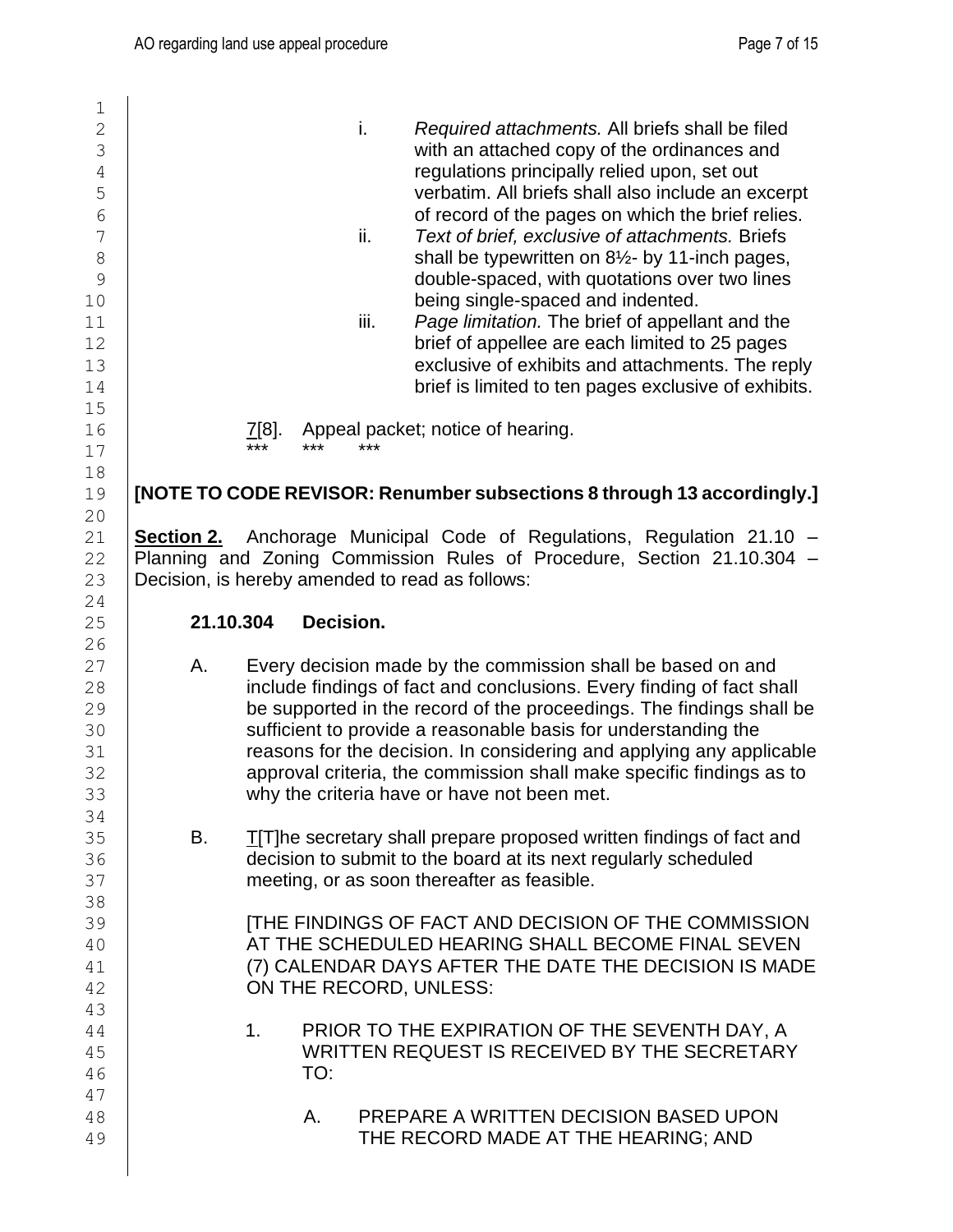i. *Required attachments.* All briefs shall be filed with an attached copy of the ordinances and regulations principally relied upon, set out verbatim. All briefs shall also include an excerpt of record of the pages on which the brief relies.

ii. *Text of brief, exclusive of attachments.* Briefs shall be typewritten on 8½- by 11-inch pages, double-spaced, with quotations over two lines being single-spaced and indented.

iii. *Page limitation.* The brief of appellant and the brief of appellee are each limited to 25 pages exclusive of exhibits and attachments. The reply brief is limited to ten pages exclusive of exhibits.

7[8]. Appeal packet; notice of hearing.

\*\*\* \*\*\* \*\*\*

**[NOTE TO CODE REVISOR: Renumber subsections 8 through 13 accordingly.]**

**Section 2.** Anchorage Municipal Code of Regulations, Regulation 21.10 – Planning and Zoning Commission Rules of Procedure, Section 21.10.304 – Decision, is hereby amended to read as follows:

**21.10.304 Decision.**

A. Every decision made by the commission shall be based on and include findings of fact and conclusions. Every finding of fact shall be supported in the record of the proceedings. The findings shall be sufficient to provide a reasonable basis for understanding the reasons for the decision. In considering and applying any applicable approval criteria, the commission shall make specific findings as to why the criteria have or have not been met.

B. T[T]he secretary shall prepare proposed written findings of fact and decision to submit to the board at its next regularly scheduled meeting, or as soon thereafter as feasible.

[THE FINDINGS OF FACT AND DECISION OF THE COMMISSION AT THE SCHEDULED HEARING SHALL BECOME FINAL SEVEN (7) CALENDAR DAYS AFTER THE DATE THE DECISION IS MADE ON THE RECORD, UNLESS:

1. PRIOR TO THE EXPIRATION OF THE SEVENTH DAY, A WRITTEN REQUEST IS RECEIVED BY THE SECRETARY TO:

   A. PREPARE A WRITTEN DECISION BASED UPON THE RECORD MADE AT THE HEARING; AND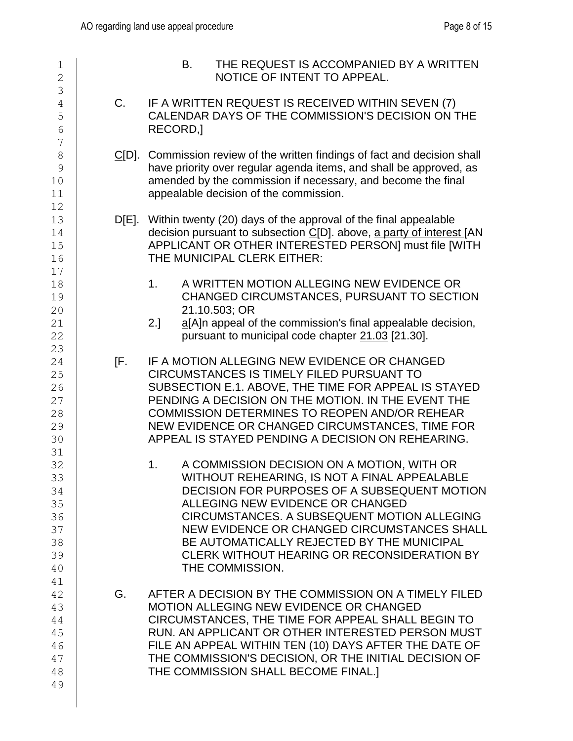B. THE REQUEST IS ACCOMPANIED BY A WRITTEN NOTICE OF INTENT TO APPEAL.

C. IF A WRITTEN REQUEST IS RECEIVED WITHIN SEVEN (7) CALENDAR DAYS OF THE COMMISSION'S DECISION ON THE RECORD,]

C[D]. Commission review of the written findings of fact and decision shall have priority over regular agenda items, and shall be approved, as amended by the commission if necessary, and become the final appealable decision of the commission.

D[E]. Within twenty (20) days of the approval of the final appealable decision pursuant to subsection C[D]. above, a party of interest [AN APPLICANT OR OTHER INTERESTED PERSON] must file [WITH THE MUNICIPAL CLERK EITHER:

1. A WRITTEN MOTION ALLEGING NEW EVIDENCE OR CHANGED CIRCUMSTANCES, PURSUANT TO SECTION 21.10.503; OR

2.] a[A]n appeal of the commission's final appealable decision, pursuant to municipal code chapter 21.03 [21.30].

[F. IF A MOTION ALLEGING NEW EVIDENCE OR CHANGED CIRCUMSTANCES IS TIMELY FILED PURSUANT TO SUBSECTION E.1. ABOVE, THE TIME FOR APPEAL IS STAYED PENDING A DECISION ON THE MOTION. IN THE EVENT THE COMMISSION DETERMINES TO REOPEN AND/OR REHEAR NEW EVIDENCE OR CHANGED CIRCUMSTANCES, TIME FOR APPEAL IS STAYED PENDING A DECISION ON REHEARING.

1. A COMMISSION DECISION ON A MOTION, WITH OR WITHOUT REHEARING, IS NOT A FINAL APPEALABLE DECISION FOR PURPOSES OF A SUBSEQUENT MOTION ALLEGING NEW EVIDENCE OR CHANGED CIRCUMSTANCES. A SUBSEQUENT MOTION ALLEGING NEW EVIDENCE OR CHANGED CIRCUMSTANCES SHALL BE AUTOMATICALLY REJECTED BY THE MUNICIPAL CLERK WITHOUT HEARING OR RECONSIDERATION BY THE COMMISSION.

G. AFTER A DECISION BY THE COMMISSION ON A TIMELY FILED MOTION ALLEGING NEW EVIDENCE OR CHANGED CIRCUMSTANCES, THE TIME FOR APPEAL SHALL BEGIN TO RUN. AN APPLICANT OR OTHER INTERESTED PERSON MUST FILE AN APPEAL WITHIN TEN (10) DAYS AFTER THE DATE OF THE COMMISSION'S DECISION, OR THE INITIAL DECISION OF THE COMMISSION SHALL BECOME FINAL.]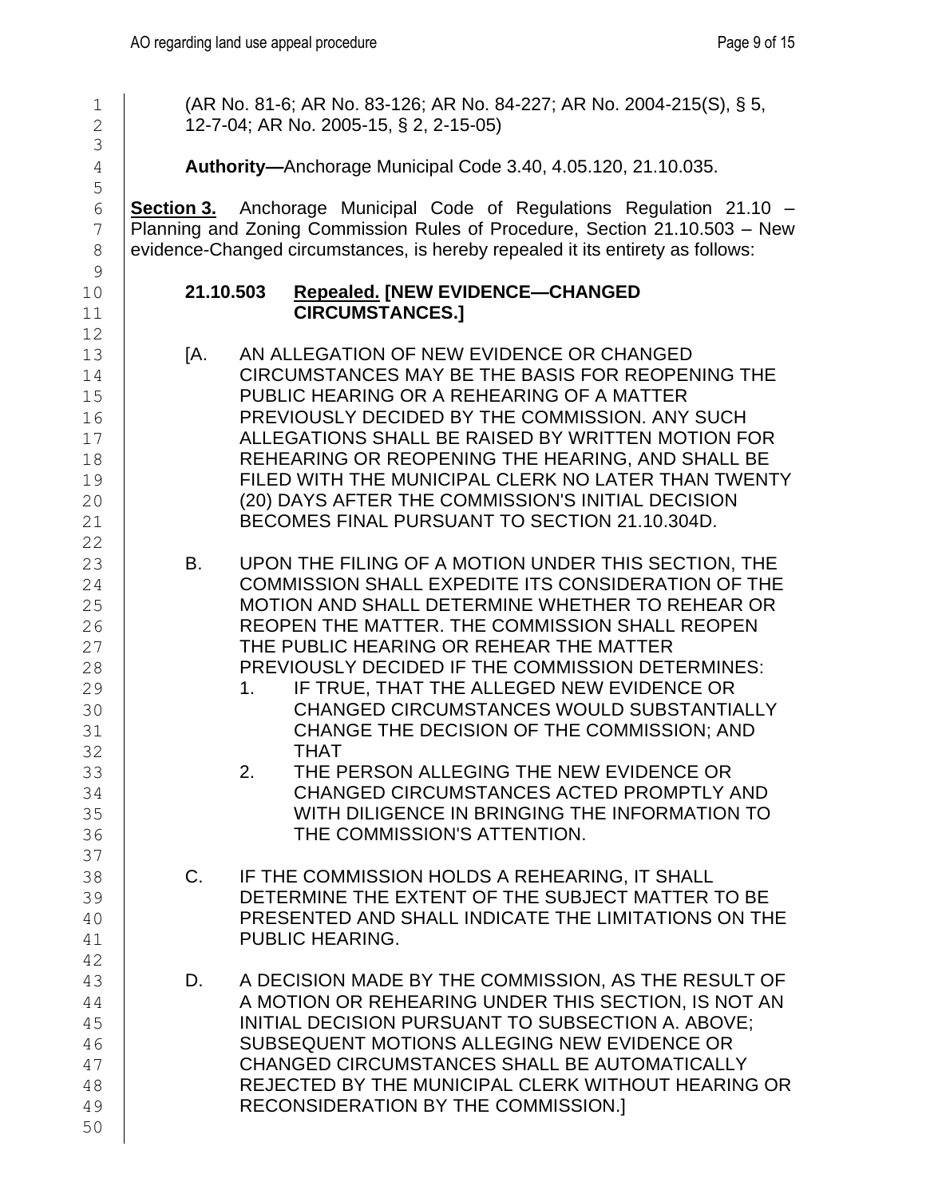(AR No. 81-6; AR No. 83-126; AR No. 84-227; AR No. 2004-215(S), § 5, 12-7-04; AR No. 2005-15, § 2, 2-15-05)

**Authority—**Anchorage Municipal Code 3.40, 4.05.120, 21.10.035.

**Section 3.** Anchorage Municipal Code of Regulations Regulation 21.10 – Planning and Zoning Commission Rules of Procedure, Section 21.10.503 – New evidence-Changed circumstances, is hereby repealed it its entirety as follows:

**21.10.503 Repealed. [NEW EVIDENCE—CHANGED CIRCUMSTANCES.]**

[A. AN ALLEGATION OF NEW EVIDENCE OR CHANGED CIRCUMSTANCES MAY BE THE BASIS FOR REOPENING THE PUBLIC HEARING OR A REHEARING OF A MATTER PREVIOUSLY DECIDED BY THE COMMISSION. ANY SUCH ALLEGATIONS SHALL BE RAISED BY WRITTEN MOTION FOR REHEARING OR REOPENING THE HEARING, AND SHALL BE FILED WITH THE MUNICIPAL CLERK NO LATER THAN TWENTY (20) DAYS AFTER THE COMMISSION'S INITIAL DECISION BECOMES FINAL PURSUANT TO SECTION 21.10.304D.

B. UPON THE FILING OF A MOTION UNDER THIS SECTION, THE COMMISSION SHALL EXPEDITE ITS CONSIDERATION OF THE MOTION AND SHALL DETERMINE WHETHER TO REHEAR OR REOPEN THE MATTER. THE COMMISSION SHALL REOPEN THE PUBLIC HEARING OR REHEAR THE MATTER PREVIOUSLY DECIDED IF THE COMMISSION DETERMINES:

1. IF TRUE, THAT THE ALLEGED NEW EVIDENCE OR CHANGED CIRCUMSTANCES WOULD SUBSTANTIALLY CHANGE THE DECISION OF THE COMMISSION; AND THAT
2. THE PERSON ALLEGING THE NEW EVIDENCE OR CHANGED CIRCUMSTANCES ACTED PROMPTLY AND WITH DILIGENCE IN BRINGING THE INFORMATION TO THE COMMISSION'S ATTENTION.

C. IF THE COMMISSION HOLDS A REHEARING, IT SHALL DETERMINE THE EXTENT OF THE SUBJECT MATTER TO BE PRESENTED AND SHALL INDICATE THE LIMITATIONS ON THE PUBLIC HEARING.

D. A DECISION MADE BY THE COMMISSION, AS THE RESULT OF A MOTION OR REHEARING UNDER THIS SECTION, IS NOT AN INITIAL DECISION PURSUANT TO SUBSECTION A. ABOVE; SUBSEQUENT MOTIONS ALLEGING NEW EVIDENCE OR CHANGED CIRCUMSTANCES SHALL BE AUTOMATICALLY REJECTED BY THE MUNICIPAL CLERK WITHOUT HEARING OR RECONSIDERATION BY THE COMMISSION.]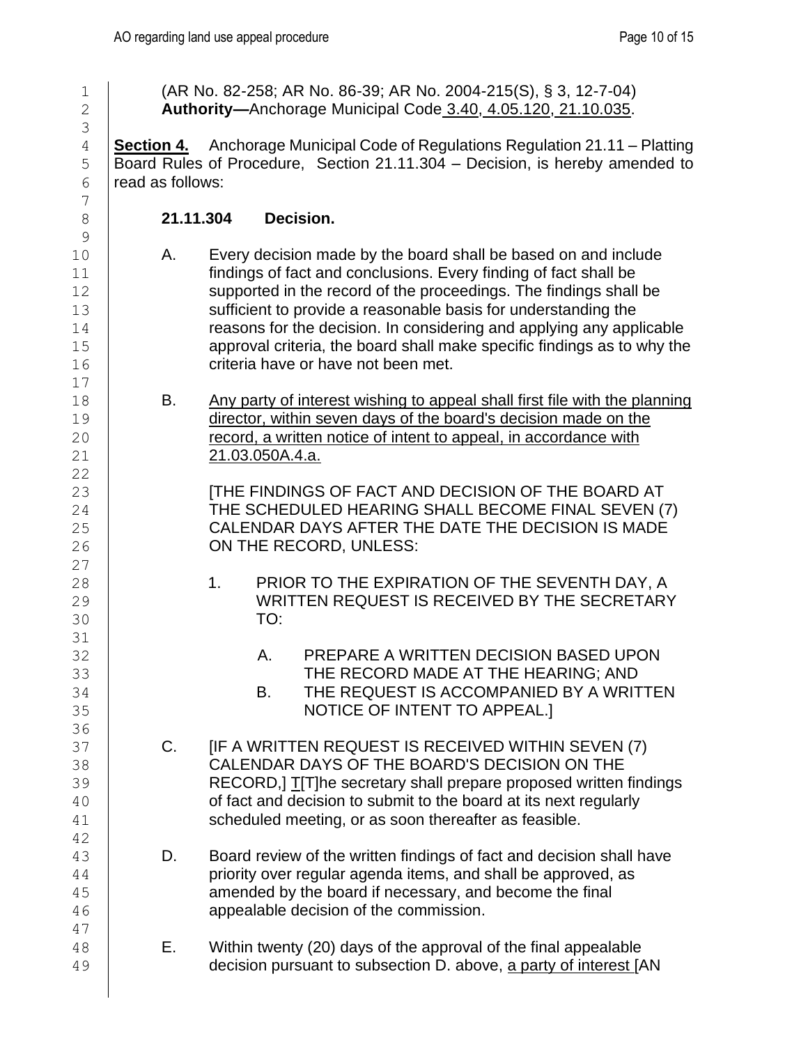(AR No. 82-258; AR No. 86-39; AR No. 2004-215(S), § 3, 12-7-04)
**Authority—**Anchorage Municipal Code 3.40, 4.05.120, 21.10.035.

**Section 4.** Anchorage Municipal Code of Regulations Regulation 21.11 – Platting Board Rules of Procedure, Section 21.11.304 – Decision, is hereby amended to read as follows:

**21.11.304 Decision.**

A. Every decision made by the board shall be based on and include findings of fact and conclusions. Every finding of fact shall be supported in the record of the proceedings. The findings shall be sufficient to provide a reasonable basis for understanding the reasons for the decision. In considering and applying any applicable approval criteria, the board shall make specific findings as to why the criteria have or have not been met.

B. Any party of interest wishing to appeal shall first file with the planning director, within seven days of the board's decision made on the record, a written notice of intent to appeal, in accordance with 21.03.050A.4.a.

[THE FINDINGS OF FACT AND DECISION OF THE BOARD AT THE SCHEDULED HEARING SHALL BECOME FINAL SEVEN (7) CALENDAR DAYS AFTER THE DATE THE DECISION IS MADE ON THE RECORD, UNLESS:

1. PRIOR TO THE EXPIRATION OF THE SEVENTH DAY, A WRITTEN REQUEST IS RECEIVED BY THE SECRETARY TO:

   A. PREPARE A WRITTEN DECISION BASED UPON THE RECORD MADE AT THE HEARING; AND
   B. THE REQUEST IS ACCOMPANIED BY A WRITTEN NOTICE OF INTENT TO APPEAL.]

C. [IF A WRITTEN REQUEST IS RECEIVED WITHIN SEVEN (7) CALENDAR DAYS OF THE BOARD'S DECISION ON THE RECORD,] T[T]he secretary shall prepare proposed written findings of fact and decision to submit to the board at its next regularly scheduled meeting, or as soon thereafter as feasible.

D. Board review of the written findings of fact and decision shall have priority over regular agenda items, and shall be approved, as amended by the board if necessary, and become the final appealable decision of the commission.

E. Within twenty (20) days of the approval of the final appealable decision pursuant to subsection D. above, a party of interest [AN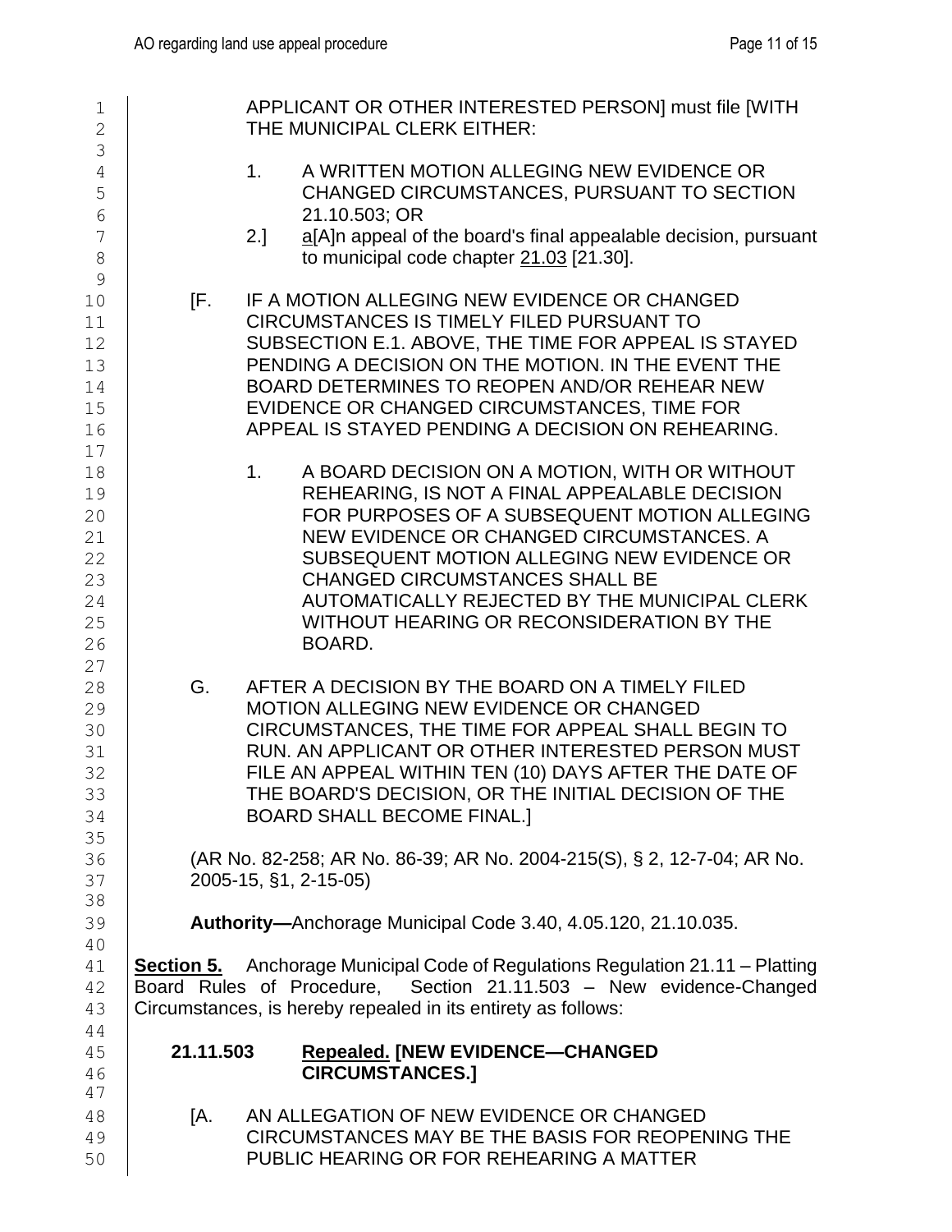APPLICANT OR OTHER INTERESTED PERSON] must file [WITH THE MUNICIPAL CLERK EITHER:

1. A WRITTEN MOTION ALLEGING NEW EVIDENCE OR CHANGED CIRCUMSTANCES, PURSUANT TO SECTION 21.10.503; OR

2.] a[A]n appeal of the board's final appealable decision, pursuant to municipal code chapter 21.03 [21.30].

[F. IF A MOTION ALLEGING NEW EVIDENCE OR CHANGED CIRCUMSTANCES IS TIMELY FILED PURSUANT TO SUBSECTION E.1. ABOVE, THE TIME FOR APPEAL IS STAYED PENDING A DECISION ON THE MOTION. IN THE EVENT THE BOARD DETERMINES TO REOPEN AND/OR REHEAR NEW EVIDENCE OR CHANGED CIRCUMSTANCES, TIME FOR APPEAL IS STAYED PENDING A DECISION ON REHEARING.

1. A BOARD DECISION ON A MOTION, WITH OR WITHOUT REHEARING, IS NOT A FINAL APPEALABLE DECISION FOR PURPOSES OF A SUBSEQUENT MOTION ALLEGING NEW EVIDENCE OR CHANGED CIRCUMSTANCES. A SUBSEQUENT MOTION ALLEGING NEW EVIDENCE OR CHANGED CIRCUMSTANCES SHALL BE AUTOMATICALLY REJECTED BY THE MUNICIPAL CLERK WITHOUT HEARING OR RECONSIDERATION BY THE BOARD.

G. AFTER A DECISION BY THE BOARD ON A TIMELY FILED MOTION ALLEGING NEW EVIDENCE OR CHANGED CIRCUMSTANCES, THE TIME FOR APPEAL SHALL BEGIN TO RUN. AN APPLICANT OR OTHER INTERESTED PERSON MUST FILE AN APPEAL WITHIN TEN (10) DAYS AFTER THE DATE OF THE BOARD'S DECISION, OR THE INITIAL DECISION OF THE BOARD SHALL BECOME FINAL.]

(AR No. 82-258; AR No. 86-39; AR No. 2004-215(S), § 2, 12-7-04; AR No. 2005-15, §1, 2-15-05)

**Authority—**Anchorage Municipal Code 3.40, 4.05.120, 21.10.035.

**Section 5.** Anchorage Municipal Code of Regulations Regulation 21.11 – Platting Board Rules of Procedure, Section 21.11.503 – New evidence-Changed Circumstances, is hereby repealed in its entirety as follows:

**21.11.503 Repealed. [NEW EVIDENCE—CHANGED CIRCUMSTANCES.]**

[A. AN ALLEGATION OF NEW EVIDENCE OR CHANGED CIRCUMSTANCES MAY BE THE BASIS FOR REOPENING THE PUBLIC HEARING OR FOR REHEARING A MATTER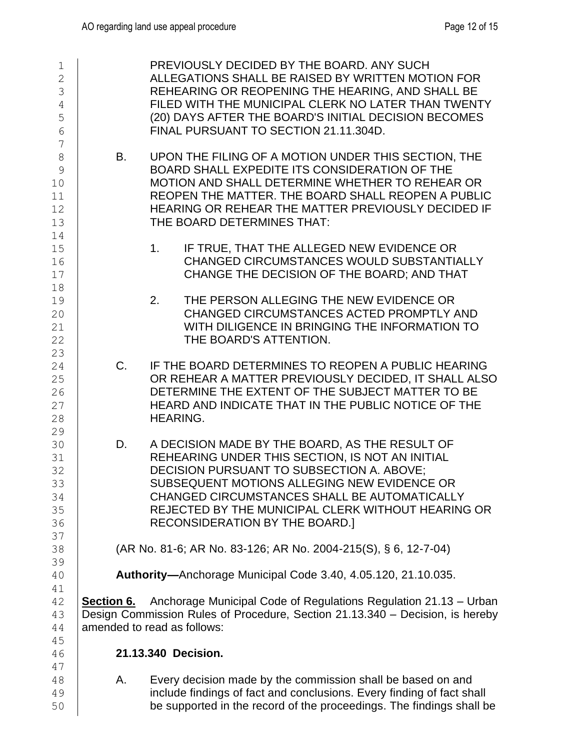PREVIOUSLY DECIDED BY THE BOARD. ANY SUCH ALLEGATIONS SHALL BE RAISED BY WRITTEN MOTION FOR REHEARING OR REOPENING THE HEARING, AND SHALL BE FILED WITH THE MUNICIPAL CLERK NO LATER THAN TWENTY (20) DAYS AFTER THE BOARD'S INITIAL DECISION BECOMES FINAL PURSUANT TO SECTION 21.11.304D.

B. UPON THE FILING OF A MOTION UNDER THIS SECTION, THE BOARD SHALL EXPEDITE ITS CONSIDERATION OF THE MOTION AND SHALL DETERMINE WHETHER TO REHEAR OR REOPEN THE MATTER. THE BOARD SHALL REOPEN A PUBLIC HEARING OR REHEAR THE MATTER PREVIOUSLY DECIDED IF THE BOARD DETERMINES THAT:

1. IF TRUE, THAT THE ALLEGED NEW EVIDENCE OR CHANGED CIRCUMSTANCES WOULD SUBSTANTIALLY CHANGE THE DECISION OF THE BOARD; AND THAT

2. THE PERSON ALLEGING THE NEW EVIDENCE OR CHANGED CIRCUMSTANCES ACTED PROMPTLY AND WITH DILIGENCE IN BRINGING THE INFORMATION TO THE BOARD'S ATTENTION.

C. IF THE BOARD DETERMINES TO REOPEN A PUBLIC HEARING OR REHEAR A MATTER PREVIOUSLY DECIDED, IT SHALL ALSO DETERMINE THE EXTENT OF THE SUBJECT MATTER TO BE HEARD AND INDICATE THAT IN THE PUBLIC NOTICE OF THE HEARING.

D. A DECISION MADE BY THE BOARD, AS THE RESULT OF REHEARING UNDER THIS SECTION, IS NOT AN INITIAL DECISION PURSUANT TO SUBSECTION A. ABOVE; SUBSEQUENT MOTIONS ALLEGING NEW EVIDENCE OR CHANGED CIRCUMSTANCES SHALL BE AUTOMATICALLY REJECTED BY THE MUNICIPAL CLERK WITHOUT HEARING OR RECONSIDERATION BY THE BOARD.]

(AR No. 81-6; AR No. 83-126; AR No. 2004-215(S), § 6, 12-7-04)

**Authority—**Anchorage Municipal Code 3.40, 4.05.120, 21.10.035.

**Section 6.** Anchorage Municipal Code of Regulations Regulation 21.13 – Urban Design Commission Rules of Procedure, Section 21.13.340 – Decision, is hereby amended to read as follows:

**21.13.340 Decision.**

A. Every decision made by the commission shall be based on and include findings of fact and conclusions. Every finding of fact shall be supported in the record of the proceedings. The findings shall be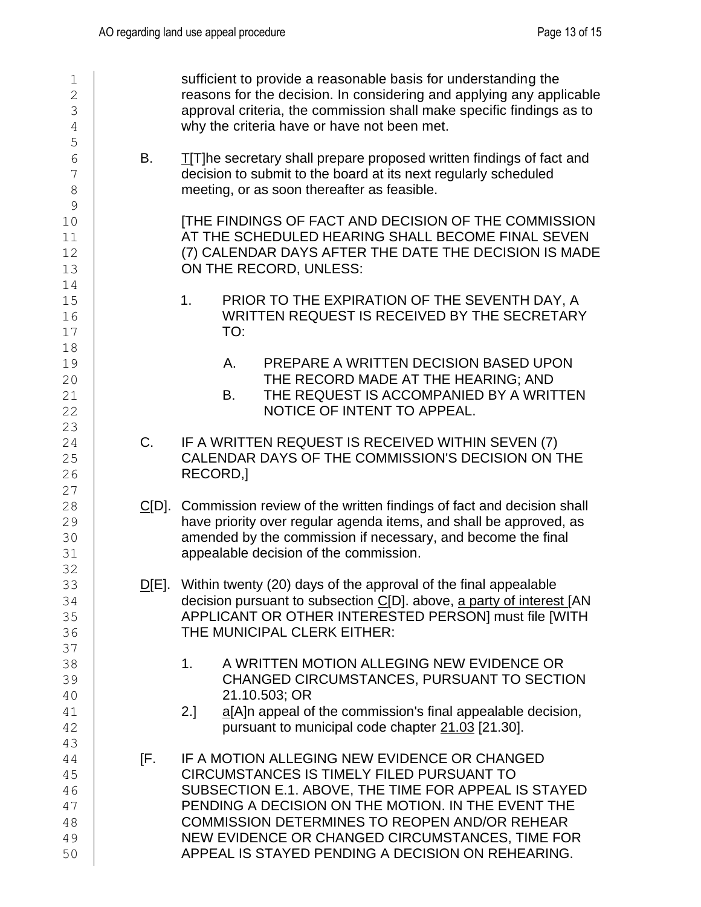sufficient to provide a reasonable basis for understanding the reasons for the decision. In considering and applying any applicable approval criteria, the commission shall make specific findings as to why the criteria have or have not been met.

B. T[T]he secretary shall prepare proposed written findings of fact and decision to submit to the board at its next regularly scheduled meeting, or as soon thereafter as feasible.

[THE FINDINGS OF FACT AND DECISION OF THE COMMISSION AT THE SCHEDULED HEARING SHALL BECOME FINAL SEVEN (7) CALENDAR DAYS AFTER THE DATE THE DECISION IS MADE ON THE RECORD, UNLESS:

1. PRIOR TO THE EXPIRATION OF THE SEVENTH DAY, A WRITTEN REQUEST IS RECEIVED BY THE SECRETARY TO:

   A. PREPARE A WRITTEN DECISION BASED UPON THE RECORD MADE AT THE HEARING; AND
   
   B. THE REQUEST IS ACCOMPANIED BY A WRITTEN NOTICE OF INTENT TO APPEAL.

C. IF A WRITTEN REQUEST IS RECEIVED WITHIN SEVEN (7) CALENDAR DAYS OF THE COMMISSION'S DECISION ON THE RECORD,]

C[D]. Commission review of the written findings of fact and decision shall have priority over regular agenda items, and shall be approved, as amended by the commission if necessary, and become the final appealable decision of the commission.

D[E]. Within twenty (20) days of the approval of the final appealable decision pursuant to subsection C[D]. above, a party of interest [AN APPLICANT OR OTHER INTERESTED PERSON] must file [WITH THE MUNICIPAL CLERK EITHER:

1. A WRITTEN MOTION ALLEGING NEW EVIDENCE OR CHANGED CIRCUMSTANCES, PURSUANT TO SECTION 21.10.503; OR

2.] a[A]n appeal of the commission's final appealable decision, pursuant to municipal code chapter 21.03 [21.30].

[F. IF A MOTION ALLEGING NEW EVIDENCE OR CHANGED CIRCUMSTANCES IS TIMELY FILED PURSUANT TO SUBSECTION E.1. ABOVE, THE TIME FOR APPEAL IS STAYED PENDING A DECISION ON THE MOTION. IN THE EVENT THE COMMISSION DETERMINES TO REOPEN AND/OR REHEAR NEW EVIDENCE OR CHANGED CIRCUMSTANCES, TIME FOR APPEAL IS STAYED PENDING A DECISION ON REHEARING.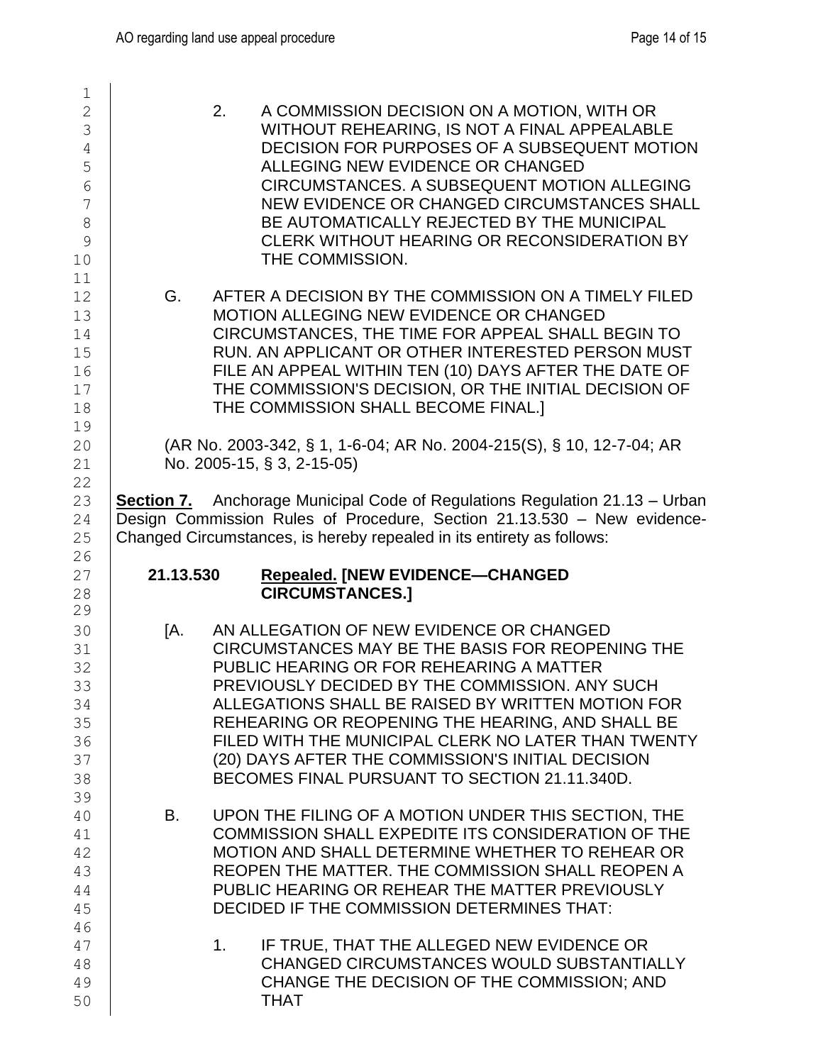2. A COMMISSION DECISION ON A MOTION, WITH OR WITHOUT REHEARING, IS NOT A FINAL APPEALABLE DECISION FOR PURPOSES OF A SUBSEQUENT MOTION ALLEGING NEW EVIDENCE OR CHANGED CIRCUMSTANCES. A SUBSEQUENT MOTION ALLEGING NEW EVIDENCE OR CHANGED CIRCUMSTANCES SHALL BE AUTOMATICALLY REJECTED BY THE MUNICIPAL CLERK WITHOUT HEARING OR RECONSIDERATION BY THE COMMISSION.

G. AFTER A DECISION BY THE COMMISSION ON A TIMELY FILED MOTION ALLEGING NEW EVIDENCE OR CHANGED CIRCUMSTANCES, THE TIME FOR APPEAL SHALL BEGIN TO RUN. AN APPLICANT OR OTHER INTERESTED PERSON MUST FILE AN APPEAL WITHIN TEN (10) DAYS AFTER THE DATE OF THE COMMISSION'S DECISION, OR THE INITIAL DECISION OF THE COMMISSION SHALL BECOME FINAL.]

(AR No. 2003-342, § 1, 1-6-04; AR No. 2004-215(S), § 10, 12-7-04; AR No. 2005-15, § 3, 2-15-05)

**Section 7.** Anchorage Municipal Code of Regulations Regulation 21.13 – Urban Design Commission Rules of Procedure, Section 21.13.530 – New evidence-Changed Circumstances, is hereby repealed in its entirety as follows:

**21.13.530 Repealed. [NEW EVIDENCE—CHANGED CIRCUMSTANCES.]**

[A. AN ALLEGATION OF NEW EVIDENCE OR CHANGED CIRCUMSTANCES MAY BE THE BASIS FOR REOPENING THE PUBLIC HEARING OR FOR REHEARING A MATTER PREVIOUSLY DECIDED BY THE COMMISSION. ANY SUCH ALLEGATIONS SHALL BE RAISED BY WRITTEN MOTION FOR REHEARING OR REOPENING THE HEARING, AND SHALL BE FILED WITH THE MUNICIPAL CLERK NO LATER THAN TWENTY (20) DAYS AFTER THE COMMISSION'S INITIAL DECISION BECOMES FINAL PURSUANT TO SECTION 21.11.340D.

B. UPON THE FILING OF A MOTION UNDER THIS SECTION, THE COMMISSION SHALL EXPEDITE ITS CONSIDERATION OF THE MOTION AND SHALL DETERMINE WHETHER TO REHEAR OR REOPEN THE MATTER. THE COMMISSION SHALL REOPEN A PUBLIC HEARING OR REHEAR THE MATTER PREVIOUSLY DECIDED IF THE COMMISSION DETERMINES THAT:

1. IF TRUE, THAT THE ALLEGED NEW EVIDENCE OR CHANGED CIRCUMSTANCES WOULD SUBSTANTIALLY CHANGE THE DECISION OF THE COMMISSION; AND THAT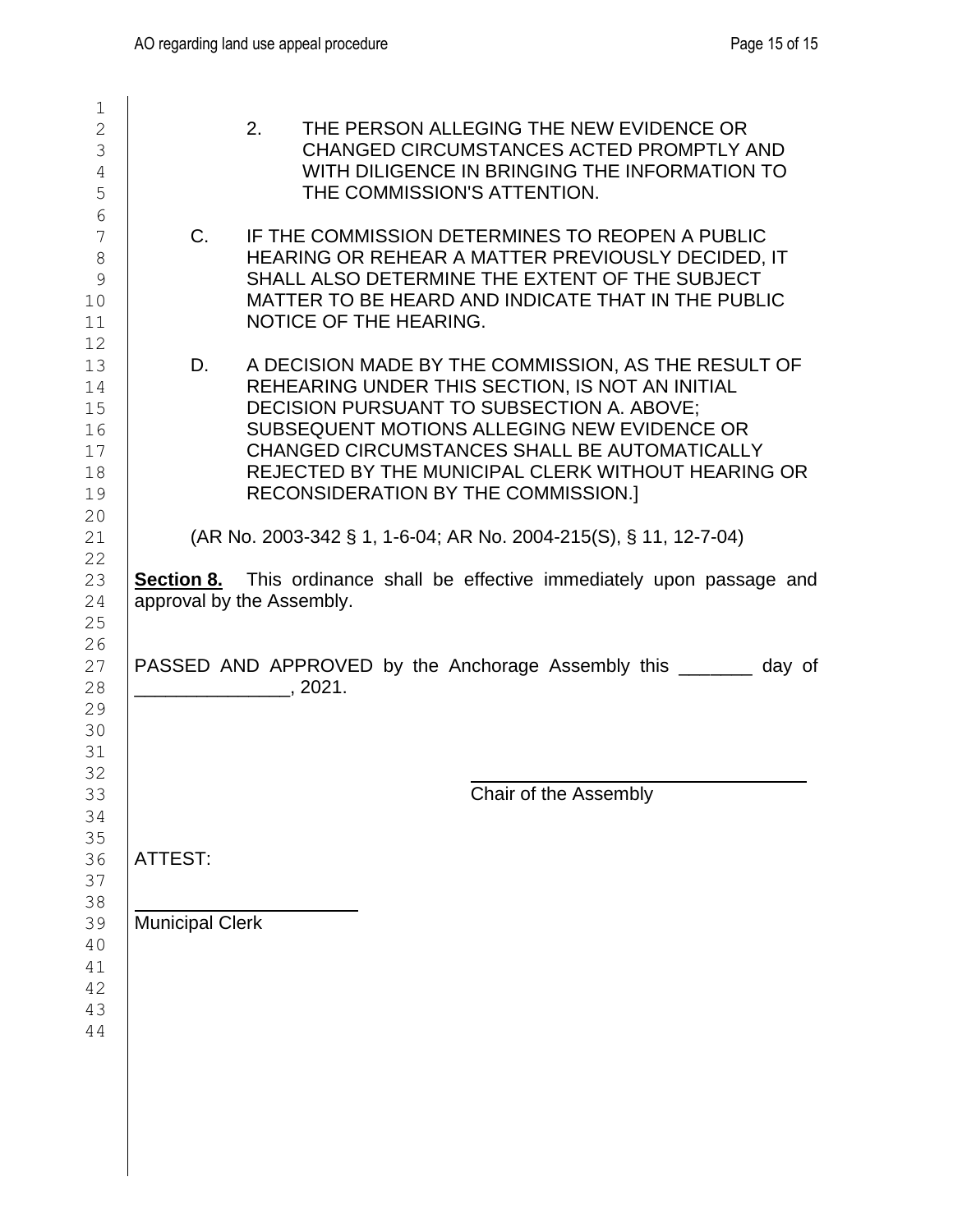2. THE PERSON ALLEGING THE NEW EVIDENCE OR CHANGED CIRCUMSTANCES ACTED PROMPTLY AND WITH DILIGENCE IN BRINGING THE INFORMATION TO THE COMMISSION'S ATTENTION.

C. IF THE COMMISSION DETERMINES TO REOPEN A PUBLIC HEARING OR REHEAR A MATTER PREVIOUSLY DECIDED, IT SHALL ALSO DETERMINE THE EXTENT OF THE SUBJECT MATTER TO BE HEARD AND INDICATE THAT IN THE PUBLIC NOTICE OF THE HEARING.

D. A DECISION MADE BY THE COMMISSION, AS THE RESULT OF REHEARING UNDER THIS SECTION, IS NOT AN INITIAL DECISION PURSUANT TO SUBSECTION A. ABOVE; SUBSEQUENT MOTIONS ALLEGING NEW EVIDENCE OR CHANGED CIRCUMSTANCES SHALL BE AUTOMATICALLY REJECTED BY THE MUNICIPAL CLERK WITHOUT HEARING OR RECONSIDERATION BY THE COMMISSION.]

(AR No. 2003-342 § 1, 1-6-04; AR No. 2004-215(S), § 11, 12-7-04)

**Section 8.** This ordinance shall be effective immediately upon passage and approval by the Assembly.

PASSED AND APPROVED by the Anchorage Assembly this _______ day of _______________, 2021.

_______________________________
Chair of the Assembly

ATTEST:

_______________________
Municipal Clerk